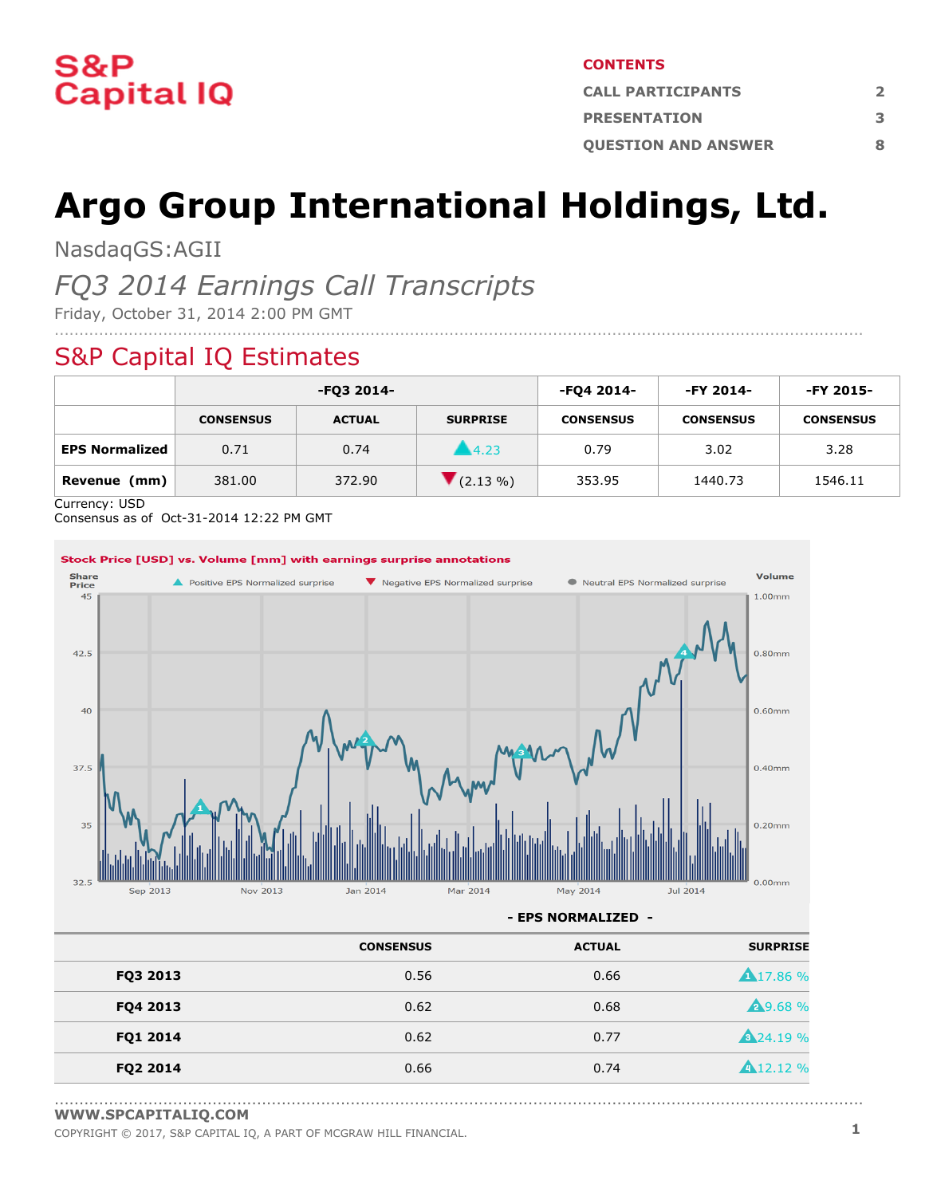**S&P Capital IQ**

**CONTENTS**

| | |
|---|---|
| CALL PARTICIPANTS | 2 |
| PRESENTATION | 3 |
| QUESTION AND ANSWER | 8 |

# Argo Group International Holdings, Ltd.

NasdaqGS:AGII

## *FQ3 2014 Earnings Call Transcripts*

Friday, October 31, 2014 2:00 PM GMT

## S&P Capital IQ Estimates

| | -FQ3 2014- | | | -FQ4 2014- | -FY 2014- | -FY 2015- |
|---|---|---|---|---|---|---|
| | CONSENSUS | ACTUAL | SURPRISE | CONSENSUS | CONSENSUS | CONSENSUS |
| **EPS Normalized** | 0.71 | 0.74 | ▲4.23 | 0.79 | 3.02 | 3.28 |
| **Revenue (mm)** | 381.00 | 372.90 | ▼(2.13 %) | 353.95 | 1440.73 | 1546.11 |

Currency: USD
Consensus as of Oct-31-2014 12:22 PM GMT

**Stock Price [USD] vs. Volume [mm] with earnings surprise annotations**

**- EPS NORMALIZED -**

| | CONSENSUS | ACTUAL | SURPRISE |
|---|---|---|---|
| **FQ3 2013** | 0.56 | 0.66 | ▲17.86 % |
| **FQ4 2013** | 0.62 | 0.68 | ▲9.68 % |
| **FQ1 2014** | 0.62 | 0.77 | ▲24.19 % |
| **FQ2 2014** | 0.66 | 0.74 | ▲12.12 % |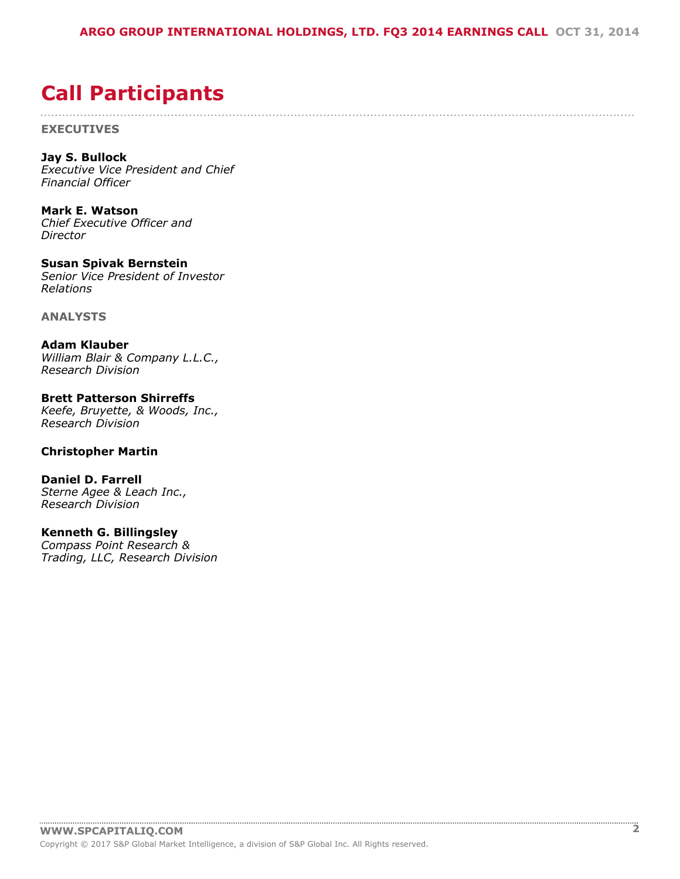# Call Participants

**EXECUTIVES**

**Jay S. Bullock**
*Executive Vice President and Chief Financial Officer*

**Mark E. Watson**
*Chief Executive Officer and Director*

**Susan Spivak Bernstein**
*Senior Vice President of Investor Relations*

**ANALYSTS**

**Adam Klauber**
*William Blair & Company L.L.C., Research Division*

**Brett Patterson Shirreffs**
*Keefe, Bruyette, & Woods, Inc., Research Division*

**Christopher Martin**

**Daniel D. Farrell**
*Sterne Agee & Leach Inc., Research Division*

**Kenneth G. Billingsley**
*Compass Point Research & Trading, LLC, Research Division*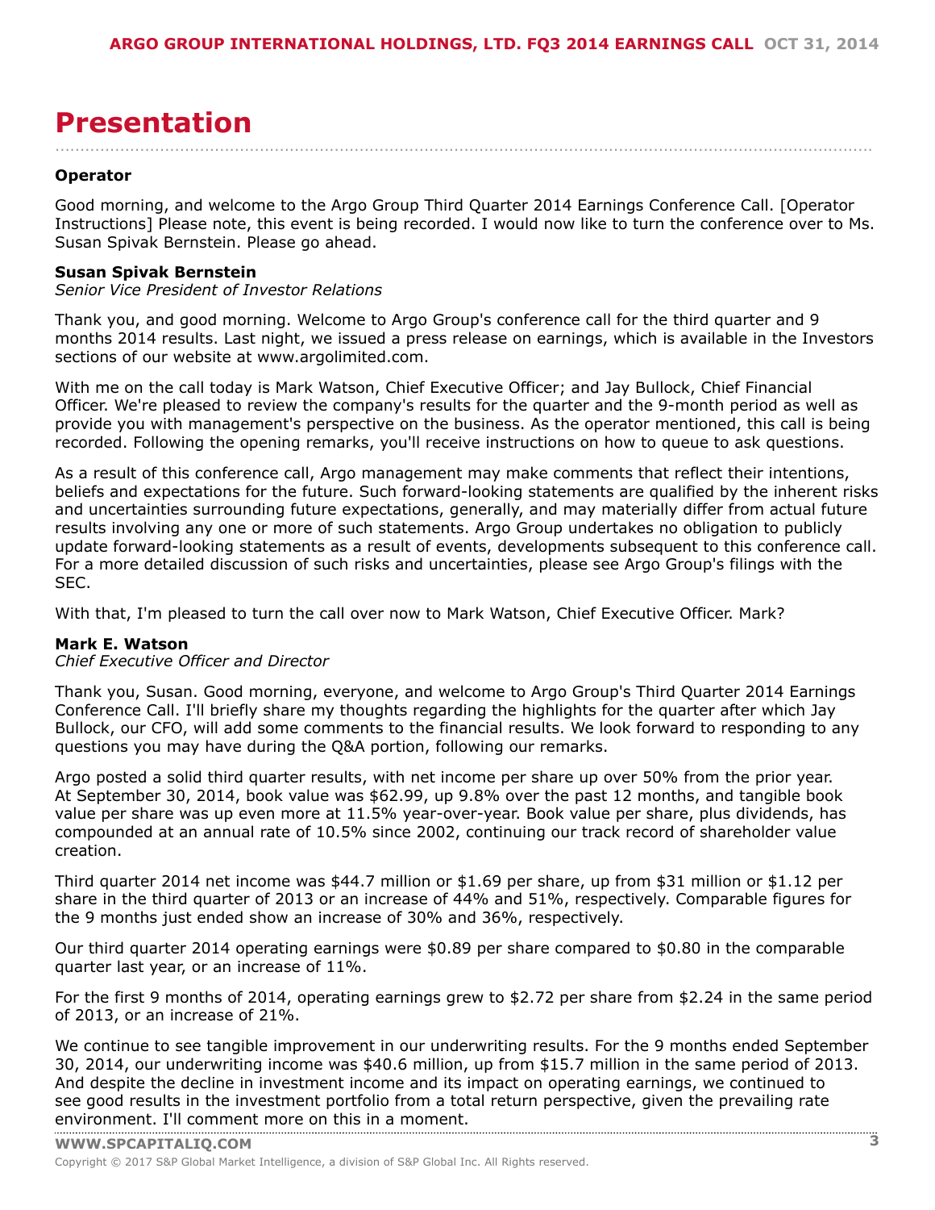# Presentation

**Operator**

Good morning, and welcome to the Argo Group Third Quarter 2014 Earnings Conference Call. [Operator Instructions] Please note, this event is being recorded. I would now like to turn the conference over to Ms. Susan Spivak Bernstein. Please go ahead.

**Susan Spivak Bernstein**
*Senior Vice President of Investor Relations*

Thank you, and good morning. Welcome to Argo Group's conference call for the third quarter and 9 months 2014 results. Last night, we issued a press release on earnings, which is available in the Investors sections of our website at www.argolimited.com.

With me on the call today is Mark Watson, Chief Executive Officer; and Jay Bullock, Chief Financial Officer. We're pleased to review the company's results for the quarter and the 9-month period as well as provide you with management's perspective on the business. As the operator mentioned, this call is being recorded. Following the opening remarks, you'll receive instructions on how to queue to ask questions.

As a result of this conference call, Argo management may make comments that reflect their intentions, beliefs and expectations for the future. Such forward-looking statements are qualified by the inherent risks and uncertainties surrounding future expectations, generally, and may materially differ from actual future results involving any one or more of such statements. Argo Group undertakes no obligation to publicly update forward-looking statements as a result of events, developments subsequent to this conference call. For a more detailed discussion of such risks and uncertainties, please see Argo Group's filings with the SEC.

With that, I'm pleased to turn the call over now to Mark Watson, Chief Executive Officer. Mark?

**Mark E. Watson**
*Chief Executive Officer and Director*

Thank you, Susan. Good morning, everyone, and welcome to Argo Group's Third Quarter 2014 Earnings Conference Call. I'll briefly share my thoughts regarding the highlights for the quarter after which Jay Bullock, our CFO, will add some comments to the financial results. We look forward to responding to any questions you may have during the Q&A portion, following our remarks.

Argo posted a solid third quarter results, with net income per share up over 50% from the prior year. At September 30, 2014, book value was $62.99, up 9.8% over the past 12 months, and tangible book value per share was up even more at 11.5% year-over-year. Book value per share, plus dividends, has compounded at an annual rate of 10.5% since 2002, continuing our track record of shareholder value creation.

Third quarter 2014 net income was $44.7 million or $1.69 per share, up from $31 million or $1.12 per share in the third quarter of 2013 or an increase of 44% and 51%, respectively. Comparable figures for the 9 months just ended show an increase of 30% and 36%, respectively.

Our third quarter 2014 operating earnings were $0.89 per share compared to $0.80 in the comparable quarter last year, or an increase of 11%.

For the first 9 months of 2014, operating earnings grew to $2.72 per share from $2.24 in the same period of 2013, or an increase of 21%.

We continue to see tangible improvement in our underwriting results. For the 9 months ended September 30, 2014, our underwriting income was $40.6 million, up from $15.7 million in the same period of 2013. And despite the decline in investment income and its impact on operating earnings, we continued to see good results in the investment portfolio from a total return perspective, given the prevailing rate environment. I'll comment more on this in a moment.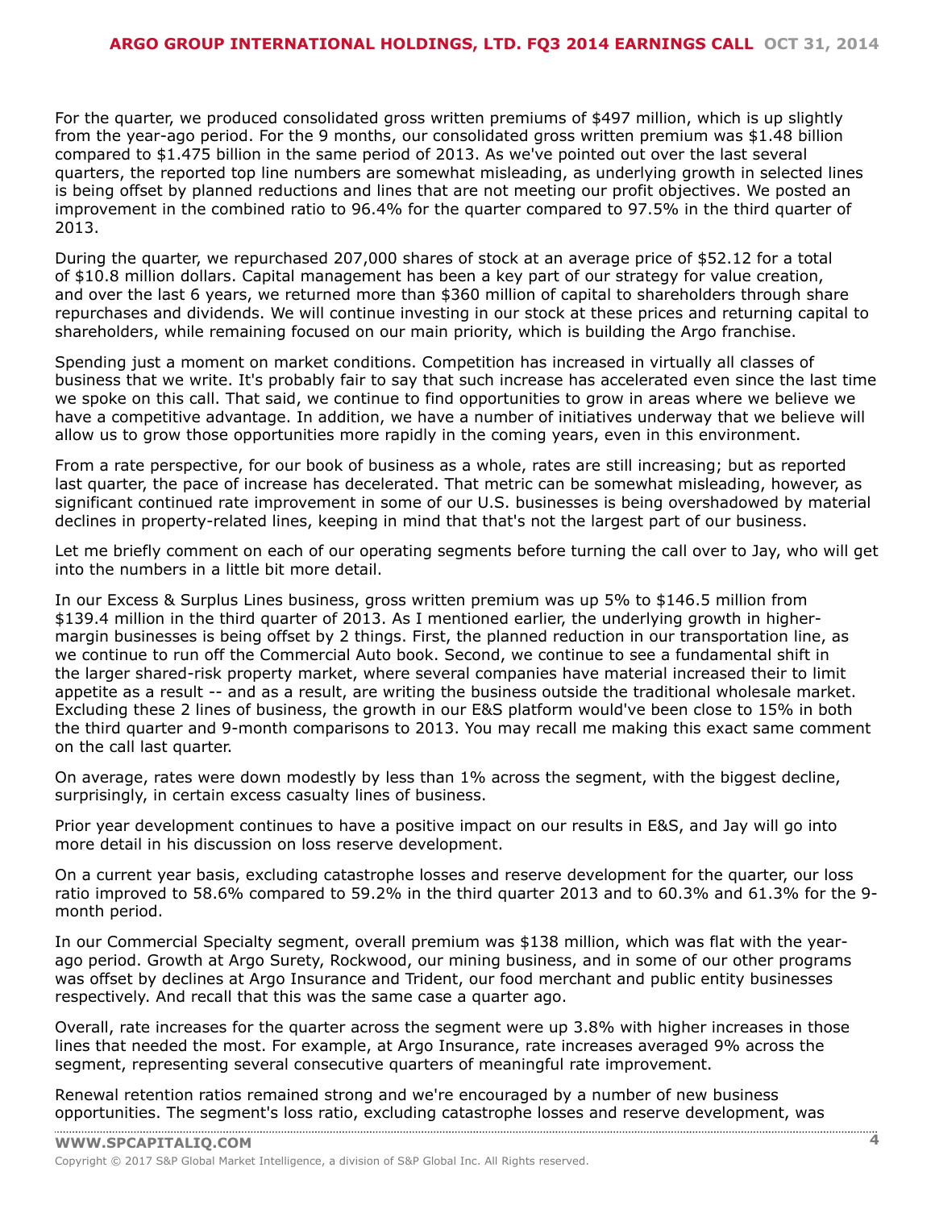For the quarter, we produced consolidated gross written premiums of $497 million, which is up slightly from the year-ago period. For the 9 months, our consolidated gross written premium was $1.48 billion compared to $1.475 billion in the same period of 2013. As we've pointed out over the last several quarters, the reported top line numbers are somewhat misleading, as underlying growth in selected lines is being offset by planned reductions and lines that are not meeting our profit objectives. We posted an improvement in the combined ratio to 96.4% for the quarter compared to 97.5% in the third quarter of 2013.

During the quarter, we repurchased 207,000 shares of stock at an average price of $52.12 for a total of $10.8 million dollars. Capital management has been a key part of our strategy for value creation, and over the last 6 years, we returned more than $360 million of capital to shareholders through share repurchases and dividends. We will continue investing in our stock at these prices and returning capital to shareholders, while remaining focused on our main priority, which is building the Argo franchise.

Spending just a moment on market conditions. Competition has increased in virtually all classes of business that we write. It's probably fair to say that such increase has accelerated even since the last time we spoke on this call. That said, we continue to find opportunities to grow in areas where we believe we have a competitive advantage. In addition, we have a number of initiatives underway that we believe will allow us to grow those opportunities more rapidly in the coming years, even in this environment.

From a rate perspective, for our book of business as a whole, rates are still increasing; but as reported last quarter, the pace of increase has decelerated. That metric can be somewhat misleading, however, as significant continued rate improvement in some of our U.S. businesses is being overshadowed by material declines in property-related lines, keeping in mind that that's not the largest part of our business.

Let me briefly comment on each of our operating segments before turning the call over to Jay, who will get into the numbers in a little bit more detail.

In our Excess & Surplus Lines business, gross written premium was up 5% to $146.5 million from $139.4 million in the third quarter of 2013. As I mentioned earlier, the underlying growth in higher-margin businesses is being offset by 2 things. First, the planned reduction in our transportation line, as we continue to run off the Commercial Auto book. Second, we continue to see a fundamental shift in the larger shared-risk property market, where several companies have material increased their to limit appetite as a result -- and as a result, are writing the business outside the traditional wholesale market. Excluding these 2 lines of business, the growth in our E&S platform would've been close to 15% in both the third quarter and 9-month comparisons to 2013. You may recall me making this exact same comment on the call last quarter.

On average, rates were down modestly by less than 1% across the segment, with the biggest decline, surprisingly, in certain excess casualty lines of business.

Prior year development continues to have a positive impact on our results in E&S, and Jay will go into more detail in his discussion on loss reserve development.

On a current year basis, excluding catastrophe losses and reserve development for the quarter, our loss ratio improved to 58.6% compared to 59.2% in the third quarter 2013 and to 60.3% and 61.3% for the 9-month period.

In our Commercial Specialty segment, overall premium was $138 million, which was flat with the year-ago period. Growth at Argo Surety, Rockwood, our mining business, and in some of our other programs was offset by declines at Argo Insurance and Trident, our food merchant and public entity businesses respectively. And recall that this was the same case a quarter ago.

Overall, rate increases for the quarter across the segment were up 3.8% with higher increases in those lines that needed the most. For example, at Argo Insurance, rate increases averaged 9% across the segment, representing several consecutive quarters of meaningful rate improvement.

Renewal retention ratios remained strong and we're encouraged by a number of new business opportunities. The segment's loss ratio, excluding catastrophe losses and reserve development, was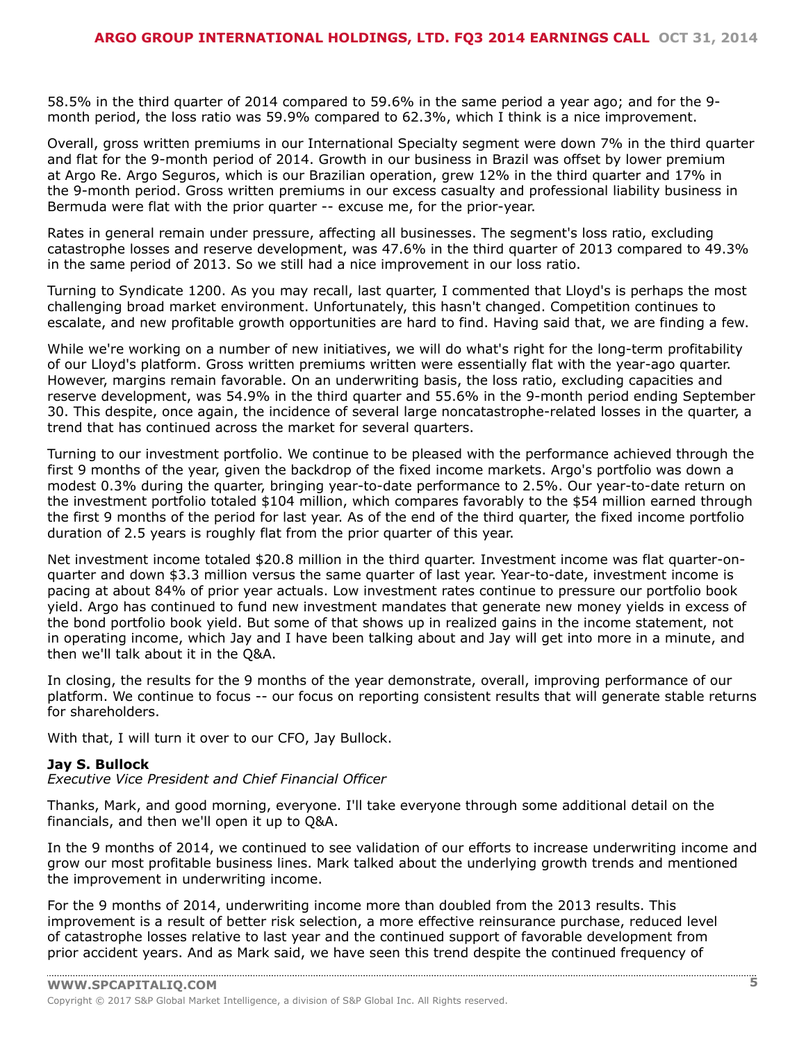58.5% in the third quarter of 2014 compared to 59.6% in the same period a year ago; and for the 9-month period, the loss ratio was 59.9% compared to 62.3%, which I think is a nice improvement.

Overall, gross written premiums in our International Specialty segment were down 7% in the third quarter and flat for the 9-month period of 2014. Growth in our business in Brazil was offset by lower premium at Argo Re. Argo Seguros, which is our Brazilian operation, grew 12% in the third quarter and 17% in the 9-month period. Gross written premiums in our excess casualty and professional liability business in Bermuda were flat with the prior quarter -- excuse me, for the prior-year.

Rates in general remain under pressure, affecting all businesses. The segment's loss ratio, excluding catastrophe losses and reserve development, was 47.6% in the third quarter of 2013 compared to 49.3% in the same period of 2013. So we still had a nice improvement in our loss ratio.

Turning to Syndicate 1200. As you may recall, last quarter, I commented that Lloyd's is perhaps the most challenging broad market environment. Unfortunately, this hasn't changed. Competition continues to escalate, and new profitable growth opportunities are hard to find. Having said that, we are finding a few.

While we're working on a number of new initiatives, we will do what's right for the long-term profitability of our Lloyd's platform. Gross written premiums written were essentially flat with the year-ago quarter. However, margins remain favorable. On an underwriting basis, the loss ratio, excluding capacities and reserve development, was 54.9% in the third quarter and 55.6% in the 9-month period ending September 30. This despite, once again, the incidence of several large noncatastrophe-related losses in the quarter, a trend that has continued across the market for several quarters.

Turning to our investment portfolio. We continue to be pleased with the performance achieved through the first 9 months of the year, given the backdrop of the fixed income markets. Argo's portfolio was down a modest 0.3% during the quarter, bringing year-to-date performance to 2.5%. Our year-to-date return on the investment portfolio totaled $104 million, which compares favorably to the $54 million earned through the first 9 months of the period for last year. As of the end of the third quarter, the fixed income portfolio duration of 2.5 years is roughly flat from the prior quarter of this year.

Net investment income totaled $20.8 million in the third quarter. Investment income was flat quarter-on-quarter and down $3.3 million versus the same quarter of last year. Year-to-date, investment income is pacing at about 84% of prior year actuals. Low investment rates continue to pressure our portfolio book yield. Argo has continued to fund new investment mandates that generate new money yields in excess of the bond portfolio book yield. But some of that shows up in realized gains in the income statement, not in operating income, which Jay and I have been talking about and Jay will get into more in a minute, and then we'll talk about it in the Q&A.

In closing, the results for the 9 months of the year demonstrate, overall, improving performance of our platform. We continue to focus -- our focus on reporting consistent results that will generate stable returns for shareholders.

With that, I will turn it over to our CFO, Jay Bullock.

**Jay S. Bullock**
*Executive Vice President and Chief Financial Officer*

Thanks, Mark, and good morning, everyone. I'll take everyone through some additional detail on the financials, and then we'll open it up to Q&A.

In the 9 months of 2014, we continued to see validation of our efforts to increase underwriting income and grow our most profitable business lines. Mark talked about the underlying growth trends and mentioned the improvement in underwriting income.

For the 9 months of 2014, underwriting income more than doubled from the 2013 results. This improvement is a result of better risk selection, a more effective reinsurance purchase, reduced level of catastrophe losses relative to last year and the continued support of favorable development from prior accident years. And as Mark said, we have seen this trend despite the continued frequency of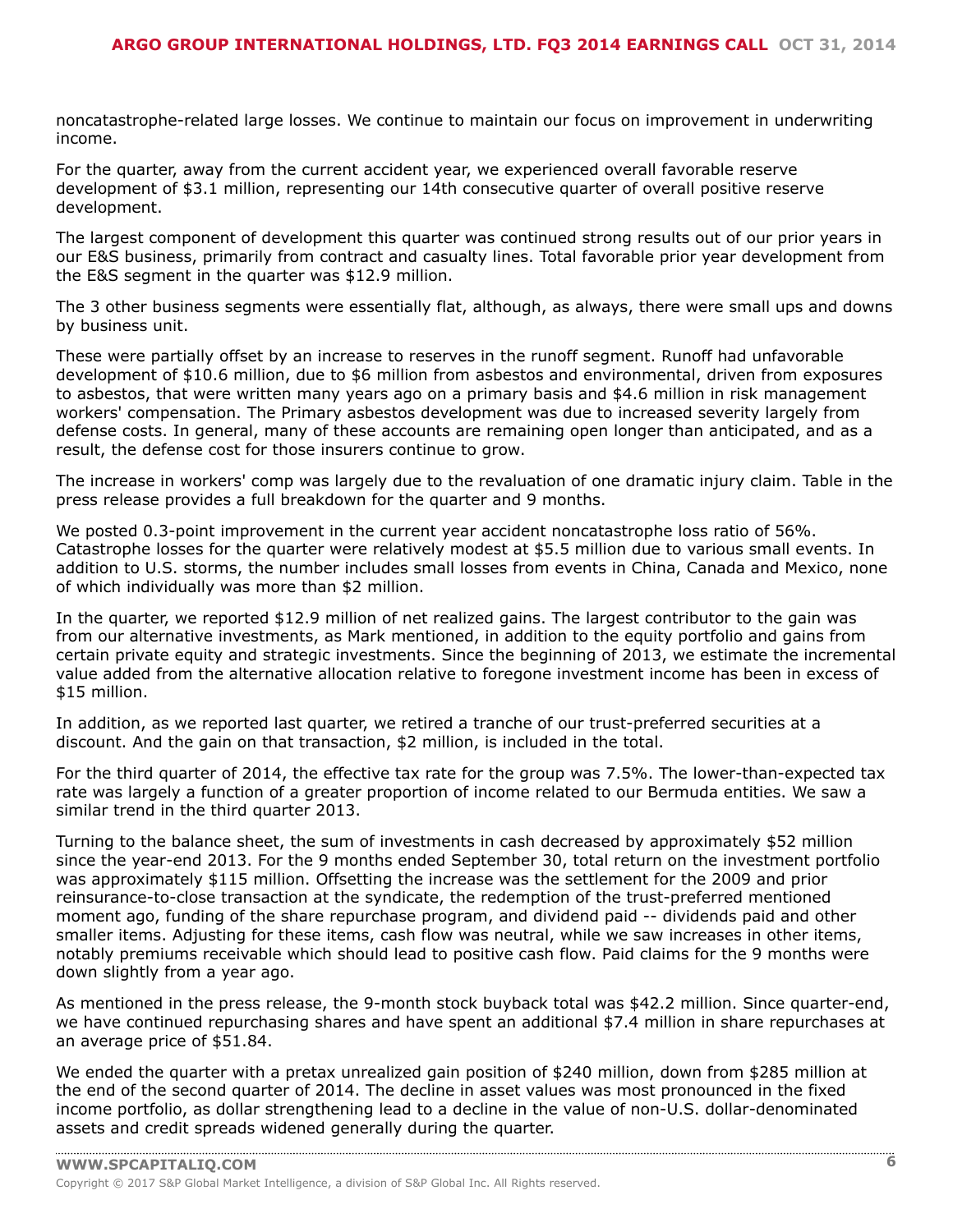noncatastrophe-related large losses. We continue to maintain our focus on improvement in underwriting income.

For the quarter, away from the current accident year, we experienced overall favorable reserve development of $3.1 million, representing our 14th consecutive quarter of overall positive reserve development.

The largest component of development this quarter was continued strong results out of our prior years in our E&S business, primarily from contract and casualty lines. Total favorable prior year development from the E&S segment in the quarter was $12.9 million.

The 3 other business segments were essentially flat, although, as always, there were small ups and downs by business unit.

These were partially offset by an increase to reserves in the runoff segment. Runoff had unfavorable development of $10.6 million, due to $6 million from asbestos and environmental, driven from exposures to asbestos, that were written many years ago on a primary basis and $4.6 million in risk management workers' compensation. The Primary asbestos development was due to increased severity largely from defense costs. In general, many of these accounts are remaining open longer than anticipated, and as a result, the defense cost for those insurers continue to grow.

The increase in workers' comp was largely due to the revaluation of one dramatic injury claim. Table in the press release provides a full breakdown for the quarter and 9 months.

We posted 0.3-point improvement in the current year accident noncatastrophe loss ratio of 56%. Catastrophe losses for the quarter were relatively modest at $5.5 million due to various small events. In addition to U.S. storms, the number includes small losses from events in China, Canada and Mexico, none of which individually was more than $2 million.

In the quarter, we reported $12.9 million of net realized gains. The largest contributor to the gain was from our alternative investments, as Mark mentioned, in addition to the equity portfolio and gains from certain private equity and strategic investments. Since the beginning of 2013, we estimate the incremental value added from the alternative allocation relative to foregone investment income has been in excess of $15 million.

In addition, as we reported last quarter, we retired a tranche of our trust-preferred securities at a discount. And the gain on that transaction, $2 million, is included in the total.

For the third quarter of 2014, the effective tax rate for the group was 7.5%. The lower-than-expected tax rate was largely a function of a greater proportion of income related to our Bermuda entities. We saw a similar trend in the third quarter 2013.

Turning to the balance sheet, the sum of investments in cash decreased by approximately $52 million since the year-end 2013. For the 9 months ended September 30, total return on the investment portfolio was approximately $115 million. Offsetting the increase was the settlement for the 2009 and prior reinsurance-to-close transaction at the syndicate, the redemption of the trust-preferred mentioned moment ago, funding of the share repurchase program, and dividend paid -- dividends paid and other smaller items. Adjusting for these items, cash flow was neutral, while we saw increases in other items, notably premiums receivable which should lead to positive cash flow. Paid claims for the 9 months were down slightly from a year ago.

As mentioned in the press release, the 9-month stock buyback total was $42.2 million. Since quarter-end, we have continued repurchasing shares and have spent an additional $7.4 million in share repurchases at an average price of $51.84.

We ended the quarter with a pretax unrealized gain position of $240 million, down from $285 million at the end of the second quarter of 2014. The decline in asset values was most pronounced in the fixed income portfolio, as dollar strengthening lead to a decline in the value of non-U.S. dollar-denominated assets and credit spreads widened generally during the quarter.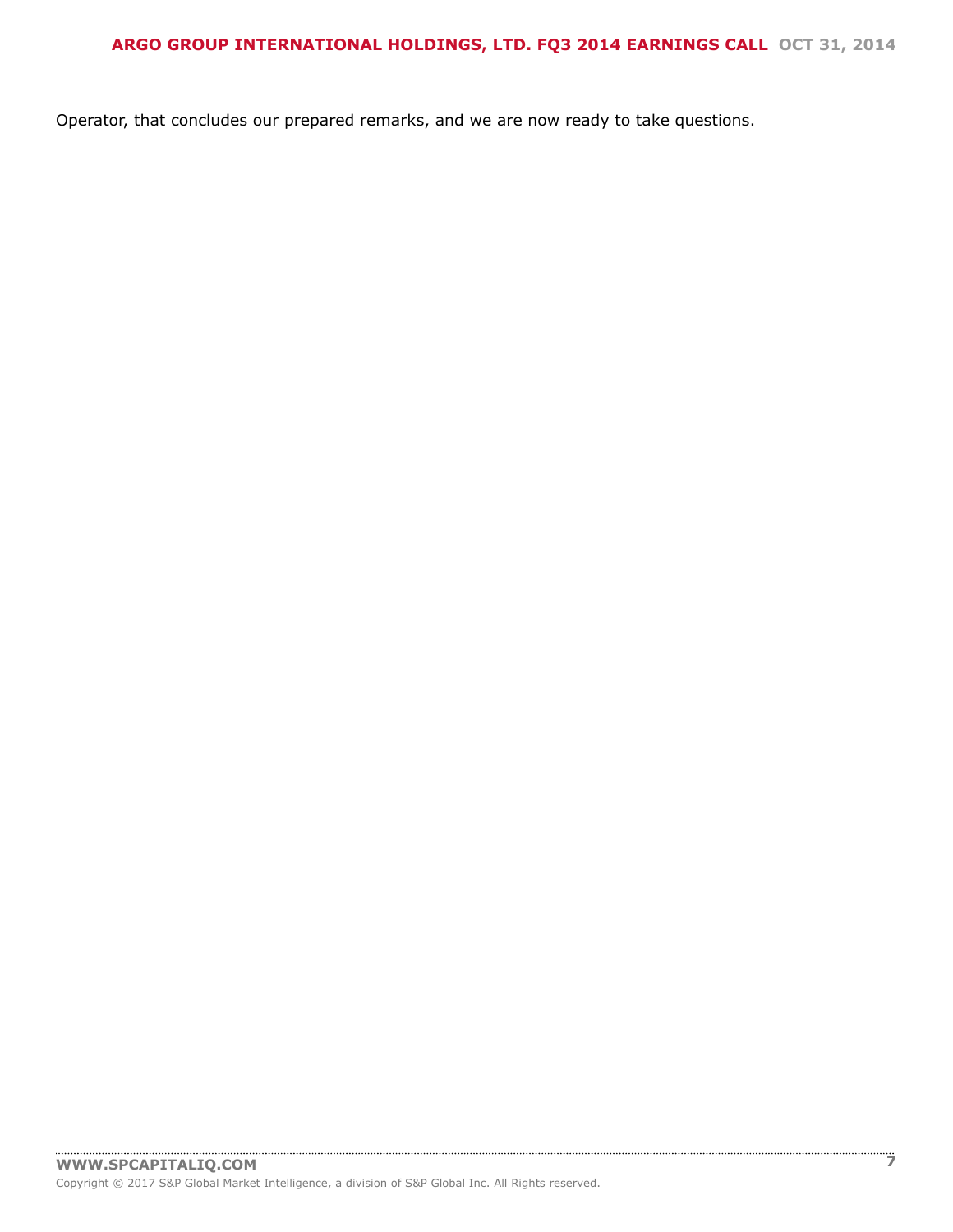Operator, that concludes our prepared remarks, and we are now ready to take questions.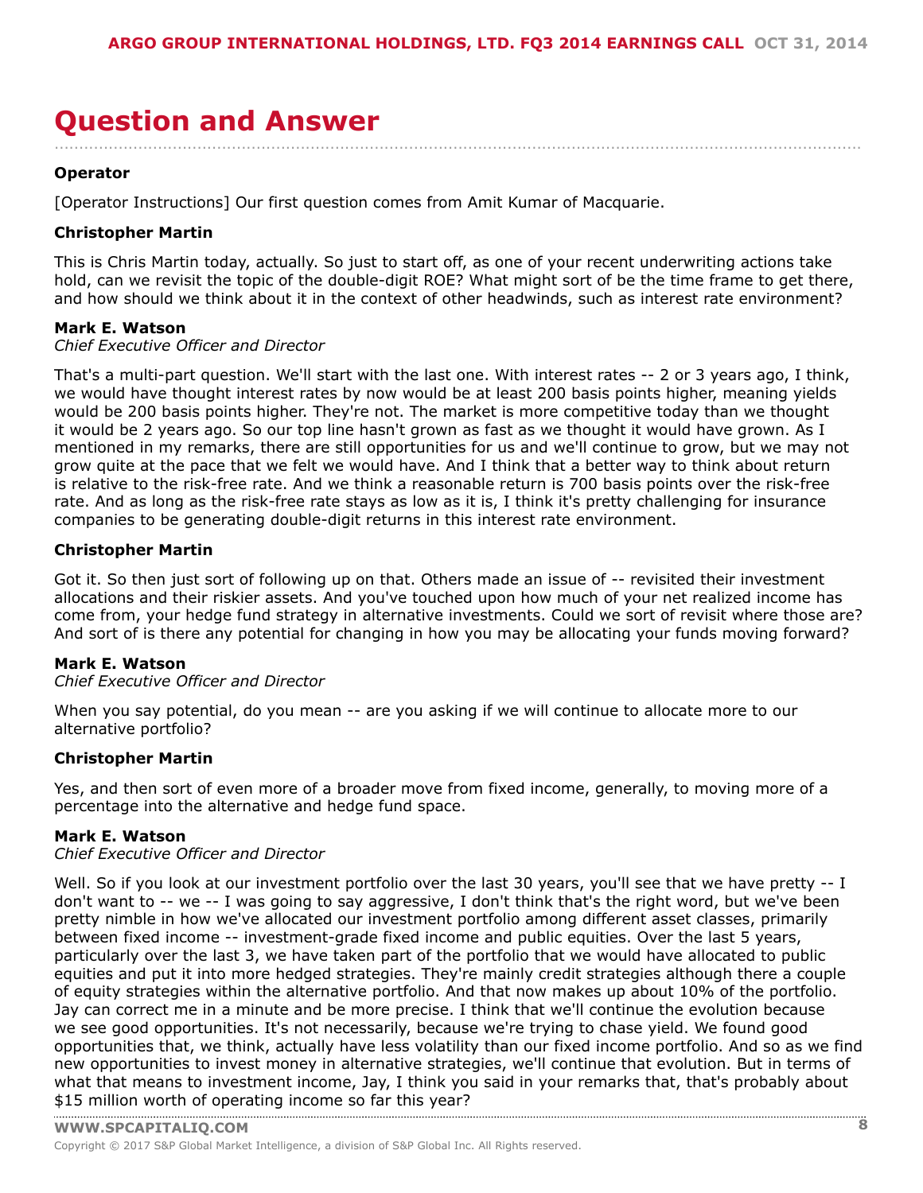# Question and Answer

**Operator**

[Operator Instructions] Our first question comes from Amit Kumar of Macquarie.

**Christopher Martin**

This is Chris Martin today, actually. So just to start off, as one of your recent underwriting actions take hold, can we revisit the topic of the double-digit ROE? What might sort of be the time frame to get there, and how should we think about it in the context of other headwinds, such as interest rate environment?

**Mark E. Watson**
*Chief Executive Officer and Director*

That's a multi-part question. We'll start with the last one. With interest rates -- 2 or 3 years ago, I think, we would have thought interest rates by now would be at least 200 basis points higher, meaning yields would be 200 basis points higher. They're not. The market is more competitive today than we thought it would be 2 years ago. So our top line hasn't grown as fast as we thought it would have grown. As I mentioned in my remarks, there are still opportunities for us and we'll continue to grow, but we may not grow quite at the pace that we felt we would have. And I think that a better way to think about return is relative to the risk-free rate. And we think a reasonable return is 700 basis points over the risk-free rate. And as long as the risk-free rate stays as low as it is, I think it's pretty challenging for insurance companies to be generating double-digit returns in this interest rate environment.

**Christopher Martin**

Got it. So then just sort of following up on that. Others made an issue of -- revisited their investment allocations and their riskier assets. And you've touched upon how much of your net realized income has come from, your hedge fund strategy in alternative investments. Could we sort of revisit where those are? And sort of is there any potential for changing in how you may be allocating your funds moving forward?

**Mark E. Watson**
*Chief Executive Officer and Director*

When you say potential, do you mean -- are you asking if we will continue to allocate more to our alternative portfolio?

**Christopher Martin**

Yes, and then sort of even more of a broader move from fixed income, generally, to moving more of a percentage into the alternative and hedge fund space.

**Mark E. Watson**
*Chief Executive Officer and Director*

Well. So if you look at our investment portfolio over the last 30 years, you'll see that we have pretty -- I don't want to -- we -- I was going to say aggressive, I don't think that's the right word, but we've been pretty nimble in how we've allocated our investment portfolio among different asset classes, primarily between fixed income -- investment-grade fixed income and public equities. Over the last 5 years, particularly over the last 3, we have taken part of the portfolio that we would have allocated to public equities and put it into more hedged strategies. They're mainly credit strategies although there a couple of equity strategies within the alternative portfolio. And that now makes up about 10% of the portfolio. Jay can correct me in a minute and be more precise. I think that we'll continue the evolution because we see good opportunities. It's not necessarily, because we're trying to chase yield. We found good opportunities that, we think, actually have less volatility than our fixed income portfolio. And so as we find new opportunities to invest money in alternative strategies, we'll continue that evolution. But in terms of what that means to investment income, Jay, I think you said in your remarks that, that's probably about $15 million worth of operating income so far this year?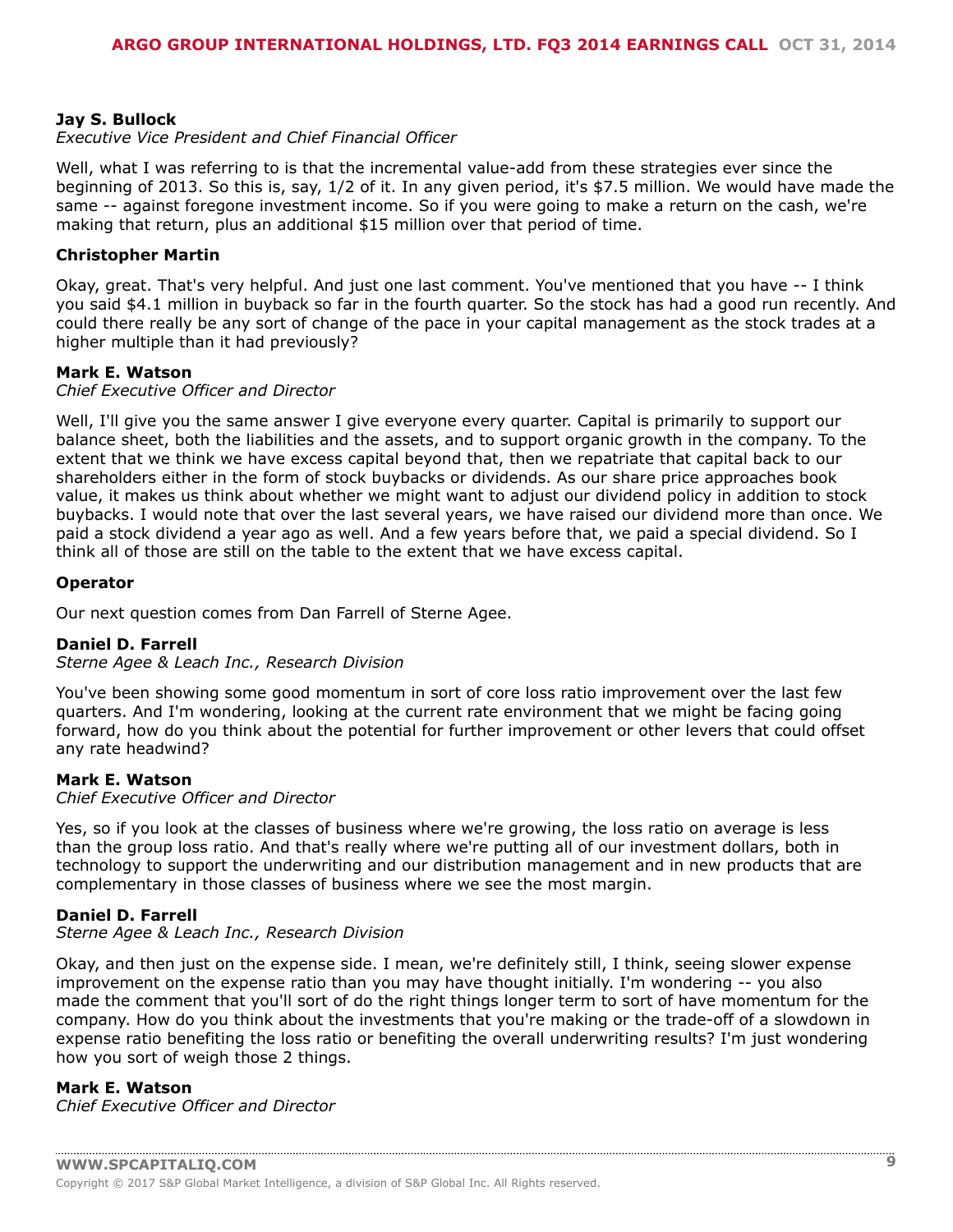**Jay S. Bullock**
*Executive Vice President and Chief Financial Officer*

Well, what I was referring to is that the incremental value-add from these strategies ever since the beginning of 2013. So this is, say, 1/2 of it. In any given period, it's $7.5 million. We would have made the same -- against foregone investment income. So if you were going to make a return on the cash, we're making that return, plus an additional $15 million over that period of time.

**Christopher Martin**

Okay, great. That's very helpful. And just one last comment. You've mentioned that you have -- I think you said $4.1 million in buyback so far in the fourth quarter. So the stock has had a good run recently. And could there really be any sort of change of the pace in your capital management as the stock trades at a higher multiple than it had previously?

**Mark E. Watson**
*Chief Executive Officer and Director*

Well, I'll give you the same answer I give everyone every quarter. Capital is primarily to support our balance sheet, both the liabilities and the assets, and to support organic growth in the company. To the extent that we think we have excess capital beyond that, then we repatriate that capital back to our shareholders either in the form of stock buybacks or dividends. As our share price approaches book value, it makes us think about whether we might want to adjust our dividend policy in addition to stock buybacks. I would note that over the last several years, we have raised our dividend more than once. We paid a stock dividend a year ago as well. And a few years before that, we paid a special dividend. So I think all of those are still on the table to the extent that we have excess capital.

**Operator**

Our next question comes from Dan Farrell of Sterne Agee.

**Daniel D. Farrell**
*Sterne Agee & Leach Inc., Research Division*

You've been showing some good momentum in sort of core loss ratio improvement over the last few quarters. And I'm wondering, looking at the current rate environment that we might be facing going forward, how do you think about the potential for further improvement or other levers that could offset any rate headwind?

**Mark E. Watson**
*Chief Executive Officer and Director*

Yes, so if you look at the classes of business where we're growing, the loss ratio on average is less than the group loss ratio. And that's really where we're putting all of our investment dollars, both in technology to support the underwriting and our distribution management and in new products that are complementary in those classes of business where we see the most margin.

**Daniel D. Farrell**
*Sterne Agee & Leach Inc., Research Division*

Okay, and then just on the expense side. I mean, we're definitely still, I think, seeing slower expense improvement on the expense ratio than you may have thought initially. I'm wondering -- you also made the comment that you'll sort of do the right things longer term to sort of have momentum for the company. How do you think about the investments that you're making or the trade-off of a slowdown in expense ratio benefiting the loss ratio or benefiting the overall underwriting results? I'm just wondering how you sort of weigh those 2 things.

**Mark E. Watson**
*Chief Executive Officer and Director*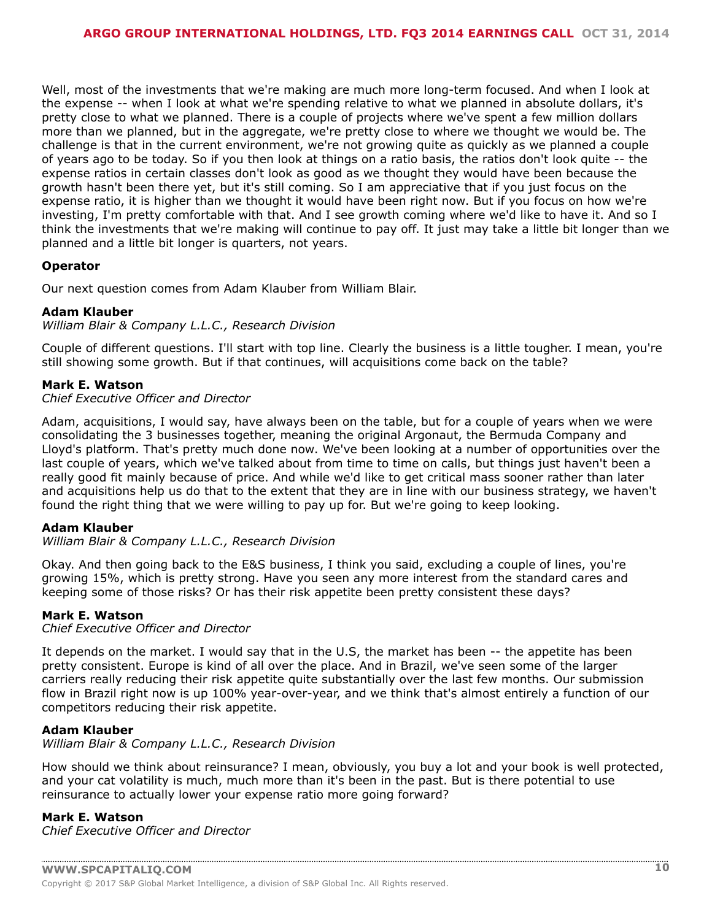Well, most of the investments that we're making are much more long-term focused. And when I look at the expense -- when I look at what we're spending relative to what we planned in absolute dollars, it's pretty close to what we planned. There is a couple of projects where we've spent a few million dollars more than we planned, but in the aggregate, we're pretty close to where we thought we would be. The challenge is that in the current environment, we're not growing quite as quickly as we planned a couple of years ago to be today. So if you then look at things on a ratio basis, the ratios don't look quite -- the expense ratios in certain classes don't look as good as we thought they would have been because the growth hasn't been there yet, but it's still coming. So I am appreciative that if you just focus on the expense ratio, it is higher than we thought it would have been right now. But if you focus on how we're investing, I'm pretty comfortable with that. And I see growth coming where we'd like to have it. And so I think the investments that we're making will continue to pay off. It just may take a little bit longer than we planned and a little bit longer is quarters, not years.

**Operator**

Our next question comes from Adam Klauber from William Blair.

**Adam Klauber**
*William Blair & Company L.L.C., Research Division*

Couple of different questions. I'll start with top line. Clearly the business is a little tougher. I mean, you're still showing some growth. But if that continues, will acquisitions come back on the table?

**Mark E. Watson**
*Chief Executive Officer and Director*

Adam, acquisitions, I would say, have always been on the table, but for a couple of years when we were consolidating the 3 businesses together, meaning the original Argonaut, the Bermuda Company and Lloyd's platform. That's pretty much done now. We've been looking at a number of opportunities over the last couple of years, which we've talked about from time to time on calls, but things just haven't been a really good fit mainly because of price. And while we'd like to get critical mass sooner rather than later and acquisitions help us do that to the extent that they are in line with our business strategy, we haven't found the right thing that we were willing to pay up for. But we're going to keep looking.

**Adam Klauber**
*William Blair & Company L.L.C., Research Division*

Okay. And then going back to the E&S business, I think you said, excluding a couple of lines, you're growing 15%, which is pretty strong. Have you seen any more interest from the standard cares and keeping some of those risks? Or has their risk appetite been pretty consistent these days?

**Mark E. Watson**
*Chief Executive Officer and Director*

It depends on the market. I would say that in the U.S, the market has been -- the appetite has been pretty consistent. Europe is kind of all over the place. And in Brazil, we've seen some of the larger carriers really reducing their risk appetite quite substantially over the last few months. Our submission flow in Brazil right now is up 100% year-over-year, and we think that's almost entirely a function of our competitors reducing their risk appetite.

**Adam Klauber**
*William Blair & Company L.L.C., Research Division*

How should we think about reinsurance? I mean, obviously, you buy a lot and your book is well protected, and your cat volatility is much, much more than it's been in the past. But is there potential to use reinsurance to actually lower your expense ratio more going forward?

**Mark E. Watson**
*Chief Executive Officer and Director*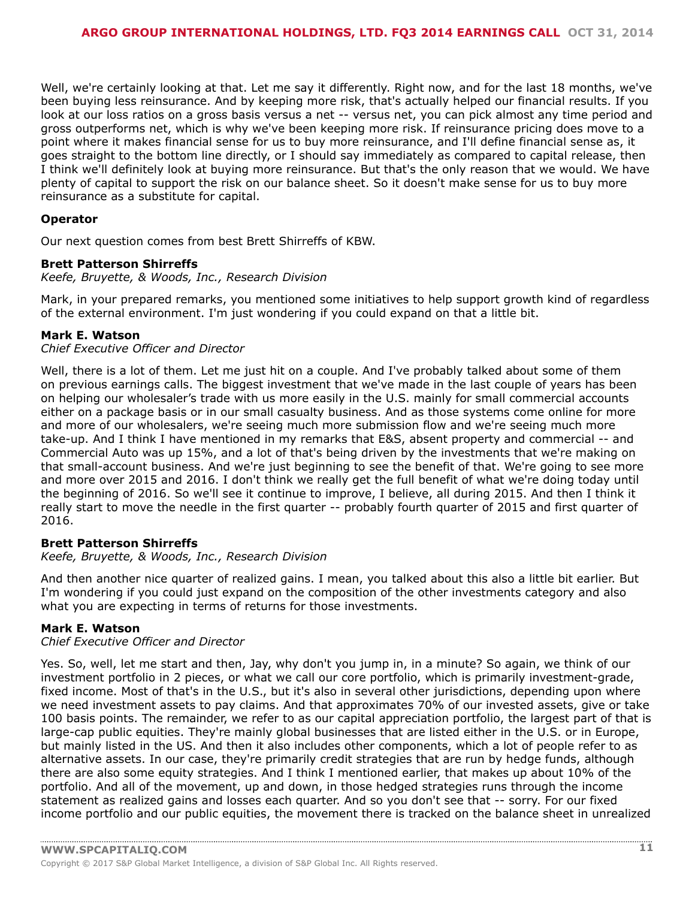Well, we're certainly looking at that. Let me say it differently. Right now, and for the last 18 months, we've been buying less reinsurance. And by keeping more risk, that's actually helped our financial results. If you look at our loss ratios on a gross basis versus a net -- versus net, you can pick almost any time period and gross outperforms net, which is why we've been keeping more risk. If reinsurance pricing does move to a point where it makes financial sense for us to buy more reinsurance, and I'll define financial sense as, it goes straight to the bottom line directly, or I should say immediately as compared to capital release, then I think we'll definitely look at buying more reinsurance. But that's the only reason that we would. We have plenty of capital to support the risk on our balance sheet. So it doesn't make sense for us to buy more reinsurance as a substitute for capital.

**Operator**

Our next question comes from best Brett Shirreffs of KBW.

**Brett Patterson Shirreffs**
*Keefe, Bruyette, & Woods, Inc., Research Division*

Mark, in your prepared remarks, you mentioned some initiatives to help support growth kind of regardless of the external environment. I'm just wondering if you could expand on that a little bit.

**Mark E. Watson**
*Chief Executive Officer and Director*

Well, there is a lot of them. Let me just hit on a couple. And I've probably talked about some of them on previous earnings calls. The biggest investment that we've made in the last couple of years has been on helping our wholesaler's trade with us more easily in the U.S. mainly for small commercial accounts either on a package basis or in our small casualty business. And as those systems come online for more and more of our wholesalers, we're seeing much more submission flow and we're seeing much more take-up. And I think I have mentioned in my remarks that E&S, absent property and commercial -- and Commercial Auto was up 15%, and a lot of that's being driven by the investments that we're making on that small-account business. And we're just beginning to see the benefit of that. We're going to see more and more over 2015 and 2016. I don't think we really get the full benefit of what we're doing today until the beginning of 2016. So we'll see it continue to improve, I believe, all during 2015. And then I think it really start to move the needle in the first quarter -- probably fourth quarter of 2015 and first quarter of 2016.

**Brett Patterson Shirreffs**
*Keefe, Bruyette, & Woods, Inc., Research Division*

And then another nice quarter of realized gains. I mean, you talked about this also a little bit earlier. But I'm wondering if you could just expand on the composition of the other investments category and also what you are expecting in terms of returns for those investments.

**Mark E. Watson**
*Chief Executive Officer and Director*

Yes. So, well, let me start and then, Jay, why don't you jump in, in a minute? So again, we think of our investment portfolio in 2 pieces, or what we call our core portfolio, which is primarily investment-grade, fixed income. Most of that's in the U.S., but it's also in several other jurisdictions, depending upon where we need investment assets to pay claims. And that approximates 70% of our invested assets, give or take 100 basis points. The remainder, we refer to as our capital appreciation portfolio, the largest part of that is large-cap public equities. They're mainly global businesses that are listed either in the U.S. or in Europe, but mainly listed in the US. And then it also includes other components, which a lot of people refer to as alternative assets. In our case, they're primarily credit strategies that are run by hedge funds, although there are also some equity strategies. And I think I mentioned earlier, that makes up about 10% of the portfolio. And all of the movement, up and down, in those hedged strategies runs through the income statement as realized gains and losses each quarter. And so you don't see that -- sorry. For our fixed income portfolio and our public equities, the movement there is tracked on the balance sheet in unrealized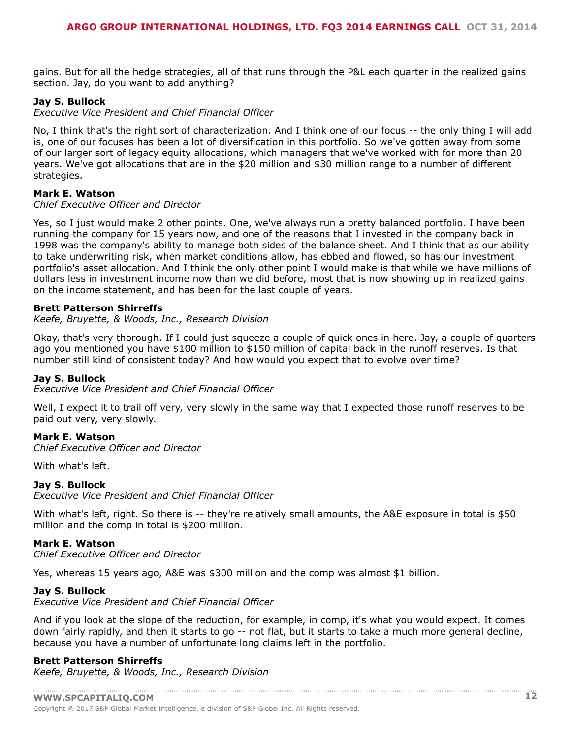gains. But for all the hedge strategies, all of that runs through the P&L each quarter in the realized gains section. Jay, do you want to add anything?

**Jay S. Bullock**
*Executive Vice President and Chief Financial Officer*

No, I think that's the right sort of characterization. And I think one of our focus -- the only thing I will add is, one of our focuses has been a lot of diversification in this portfolio. So we've gotten away from some of our larger sort of legacy equity allocations, which managers that we've worked with for more than 20 years. We've got allocations that are in the $20 million and $30 million range to a number of different strategies.

**Mark E. Watson**
*Chief Executive Officer and Director*

Yes, so I just would make 2 other points. One, we've always run a pretty balanced portfolio. I have been running the company for 15 years now, and one of the reasons that I invested in the company back in 1998 was the company's ability to manage both sides of the balance sheet. And I think that as our ability to take underwriting risk, when market conditions allow, has ebbed and flowed, so has our investment portfolio's asset allocation. And I think the only other point I would make is that while we have millions of dollars less in investment income now than we did before, most that is now showing up in realized gains on the income statement, and has been for the last couple of years.

**Brett Patterson Shirreffs**
*Keefe, Bruyette, & Woods, Inc., Research Division*

Okay, that's very thorough. If I could just squeeze a couple of quick ones in here. Jay, a couple of quarters ago you mentioned you have $100 million to $150 million of capital back in the runoff reserves. Is that number still kind of consistent today? And how would you expect that to evolve over time?

**Jay S. Bullock**
*Executive Vice President and Chief Financial Officer*

Well, I expect it to trail off very, very slowly in the same way that I expected those runoff reserves to be paid out very, very slowly.

**Mark E. Watson**
*Chief Executive Officer and Director*

With what's left.

**Jay S. Bullock**
*Executive Vice President and Chief Financial Officer*

With what's left, right. So there is -- they're relatively small amounts, the A&E exposure in total is $50 million and the comp in total is $200 million.

**Mark E. Watson**
*Chief Executive Officer and Director*

Yes, whereas 15 years ago, A&E was $300 million and the comp was almost $1 billion.

**Jay S. Bullock**
*Executive Vice President and Chief Financial Officer*

And if you look at the slope of the reduction, for example, in comp, it's what you would expect. It comes down fairly rapidly, and then it starts to go -- not flat, but it starts to take a much more general decline, because you have a number of unfortunate long claims left in the portfolio.

**Brett Patterson Shirreffs**
*Keefe, Bruyette, & Woods, Inc., Research Division*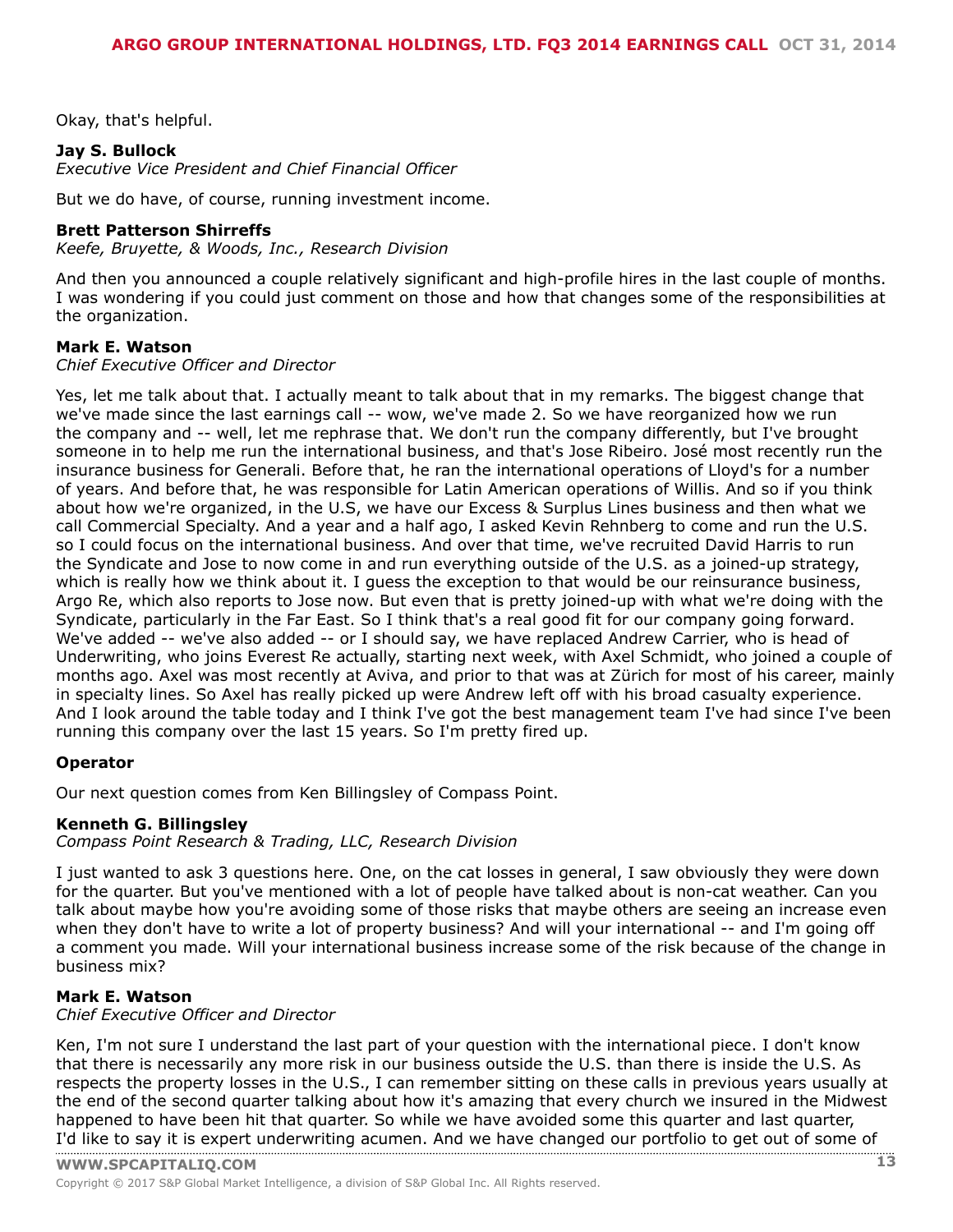Okay, that's helpful.

**Jay S. Bullock**
*Executive Vice President and Chief Financial Officer*

But we do have, of course, running investment income.

**Brett Patterson Shirreffs**
*Keefe, Bruyette, & Woods, Inc., Research Division*

And then you announced a couple relatively significant and high-profile hires in the last couple of months. I was wondering if you could just comment on those and how that changes some of the responsibilities at the organization.

**Mark E. Watson**
*Chief Executive Officer and Director*

Yes, let me talk about that. I actually meant to talk about that in my remarks. The biggest change that we've made since the last earnings call -- wow, we've made 2. So we have reorganized how we run the company and -- well, let me rephrase that. We don't run the company differently, but I've brought someone in to help me run the international business, and that's Jose Ribeiro. José most recently run the insurance business for Generali. Before that, he ran the international operations of Lloyd's for a number of years. And before that, he was responsible for Latin American operations of Willis. And so if you think about how we're organized, in the U.S, we have our Excess & Surplus Lines business and then what we call Commercial Specialty. And a year and a half ago, I asked Kevin Rehnberg to come and run the U.S. so I could focus on the international business. And over that time, we've recruited David Harris to run the Syndicate and Jose to now come in and run everything outside of the U.S. as a joined-up strategy, which is really how we think about it. I guess the exception to that would be our reinsurance business, Argo Re, which also reports to Jose now. But even that is pretty joined-up with what we're doing with the Syndicate, particularly in the Far East. So I think that's a real good fit for our company going forward. We've added -- we've also added -- or I should say, we have replaced Andrew Carrier, who is head of Underwriting, who joins Everest Re actually, starting next week, with Axel Schmidt, who joined a couple of months ago. Axel was most recently at Aviva, and prior to that was at Zürich for most of his career, mainly in specialty lines. So Axel has really picked up were Andrew left off with his broad casualty experience. And I look around the table today and I think I've got the best management team I've had since I've been running this company over the last 15 years. So I'm pretty fired up.

**Operator**

Our next question comes from Ken Billingsley of Compass Point.

**Kenneth G. Billingsley**
*Compass Point Research & Trading, LLC, Research Division*

I just wanted to ask 3 questions here. One, on the cat losses in general, I saw obviously they were down for the quarter. But you've mentioned with a lot of people have talked about is non-cat weather. Can you talk about maybe how you're avoiding some of those risks that maybe others are seeing an increase even when they don't have to write a lot of property business? And will your international -- and I'm going off a comment you made. Will your international business increase some of the risk because of the change in business mix?

**Mark E. Watson**
*Chief Executive Officer and Director*

Ken, I'm not sure I understand the last part of your question with the international piece. I don't know that there is necessarily any more risk in our business outside the U.S. than there is inside the U.S. As respects the property losses in the U.S., I can remember sitting on these calls in previous years usually at the end of the second quarter talking about how it's amazing that every church we insured in the Midwest happened to have been hit that quarter. So while we have avoided some this quarter and last quarter, I'd like to say it is expert underwriting acumen. And we have changed our portfolio to get out of some of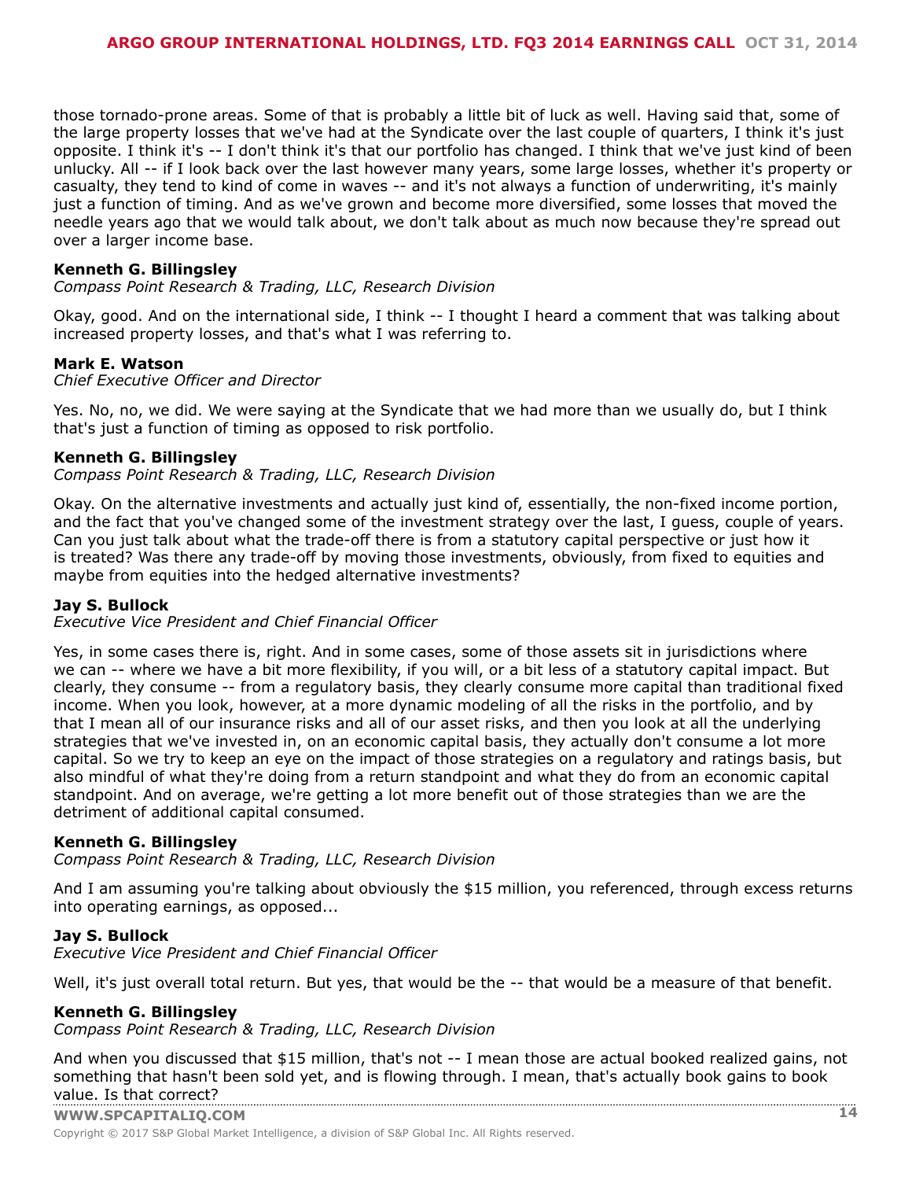those tornado-prone areas. Some of that is probably a little bit of luck as well. Having said that, some of the large property losses that we've had at the Syndicate over the last couple of quarters, I think it's just opposite. I think it's -- I don't think it's that our portfolio has changed. I think that we've just kind of been unlucky. All -- if I look back over the last however many years, some large losses, whether it's property or casualty, they tend to kind of come in waves -- and it's not always a function of underwriting, it's mainly just a function of timing. And as we've grown and become more diversified, some losses that moved the needle years ago that we would talk about, we don't talk about as much now because they're spread out over a larger income base.

**Kenneth G. Billingsley**
*Compass Point Research & Trading, LLC, Research Division*

Okay, good. And on the international side, I think -- I thought I heard a comment that was talking about increased property losses, and that's what I was referring to.

**Mark E. Watson**
*Chief Executive Officer and Director*

Yes. No, no, we did. We were saying at the Syndicate that we had more than we usually do, but I think that's just a function of timing as opposed to risk portfolio.

**Kenneth G. Billingsley**
*Compass Point Research & Trading, LLC, Research Division*

Okay. On the alternative investments and actually just kind of, essentially, the non-fixed income portion, and the fact that you've changed some of the investment strategy over the last, I guess, couple of years. Can you just talk about what the trade-off there is from a statutory capital perspective or just how it is treated? Was there any trade-off by moving those investments, obviously, from fixed to equities and maybe from equities into the hedged alternative investments?

**Jay S. Bullock**
*Executive Vice President and Chief Financial Officer*

Yes, in some cases there is, right. And in some cases, some of those assets sit in jurisdictions where we can -- where we have a bit more flexibility, if you will, or a bit less of a statutory capital impact. But clearly, they consume -- from a regulatory basis, they clearly consume more capital than traditional fixed income. When you look, however, at a more dynamic modeling of all the risks in the portfolio, and by that I mean all of our insurance risks and all of our asset risks, and then you look at all the underlying strategies that we've invested in, on an economic capital basis, they actually don't consume a lot more capital. So we try to keep an eye on the impact of those strategies on a regulatory and ratings basis, but also mindful of what they're doing from a return standpoint and what they do from an economic capital standpoint. And on average, we're getting a lot more benefit out of those strategies than we are the detriment of additional capital consumed.

**Kenneth G. Billingsley**
*Compass Point Research & Trading, LLC, Research Division*

And I am assuming you're talking about obviously the $15 million, you referenced, through excess returns into operating earnings, as opposed...

**Jay S. Bullock**
*Executive Vice President and Chief Financial Officer*

Well, it's just overall total return. But yes, that would be the -- that would be a measure of that benefit.

**Kenneth G. Billingsley**
*Compass Point Research & Trading, LLC, Research Division*

And when you discussed that $15 million, that's not -- I mean those are actual booked realized gains, not something that hasn't been sold yet, and is flowing through. I mean, that's actually book gains to book value. Is that correct?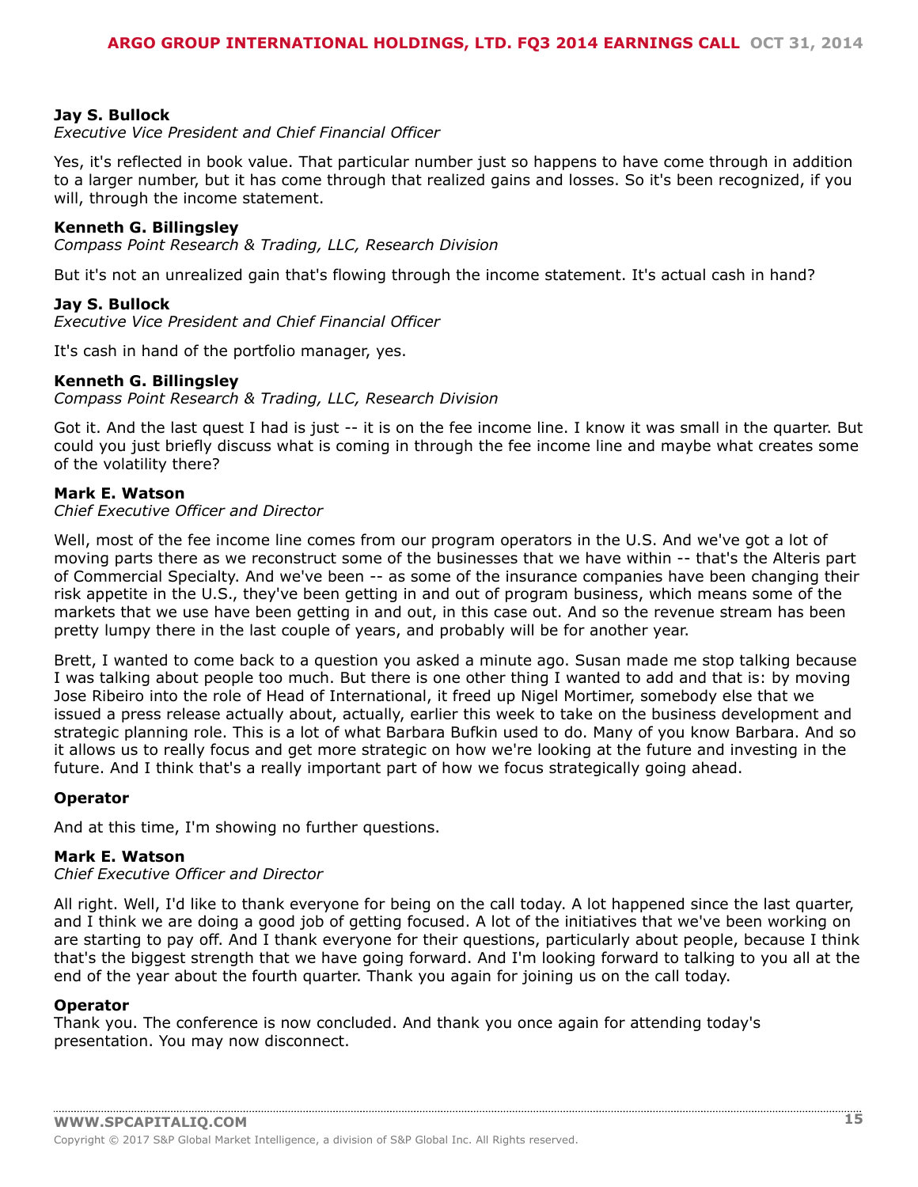**Jay S. Bullock**
*Executive Vice President and Chief Financial Officer*

Yes, it's reflected in book value. That particular number just so happens to have come through in addition to a larger number, but it has come through that realized gains and losses. So it's been recognized, if you will, through the income statement.

**Kenneth G. Billingsley**
*Compass Point Research & Trading, LLC, Research Division*

But it's not an unrealized gain that's flowing through the income statement. It's actual cash in hand?

**Jay S. Bullock**
*Executive Vice President and Chief Financial Officer*

It's cash in hand of the portfolio manager, yes.

**Kenneth G. Billingsley**
*Compass Point Research & Trading, LLC, Research Division*

Got it. And the last quest I had is just -- it is on the fee income line. I know it was small in the quarter. But could you just briefly discuss what is coming in through the fee income line and maybe what creates some of the volatility there?

**Mark E. Watson**
*Chief Executive Officer and Director*

Well, most of the fee income line comes from our program operators in the U.S. And we've got a lot of moving parts there as we reconstruct some of the businesses that we have within -- that's the Alteris part of Commercial Specialty. And we've been -- as some of the insurance companies have been changing their risk appetite in the U.S., they've been getting in and out of program business, which means some of the markets that we use have been getting in and out, in this case out. And so the revenue stream has been pretty lumpy there in the last couple of years, and probably will be for another year.

Brett, I wanted to come back to a question you asked a minute ago. Susan made me stop talking because I was talking about people too much. But there is one other thing I wanted to add and that is: by moving Jose Ribeiro into the role of Head of International, it freed up Nigel Mortimer, somebody else that we issued a press release actually about, actually, earlier this week to take on the business development and strategic planning role. This is a lot of what Barbara Bufkin used to do. Many of you know Barbara. And so it allows us to really focus and get more strategic on how we're looking at the future and investing in the future. And I think that's a really important part of how we focus strategically going ahead.

**Operator**

And at this time, I'm showing no further questions.

**Mark E. Watson**
*Chief Executive Officer and Director*

All right. Well, I'd like to thank everyone for being on the call today. A lot happened since the last quarter, and I think we are doing a good job of getting focused. A lot of the initiatives that we've been working on are starting to pay off. And I thank everyone for their questions, particularly about people, because I think that's the biggest strength that we have going forward. And I'm looking forward to talking to you all at the end of the year about the fourth quarter. Thank you again for joining us on the call today.

**Operator**

Thank you. The conference is now concluded. And thank you once again for attending today's presentation. You may now disconnect.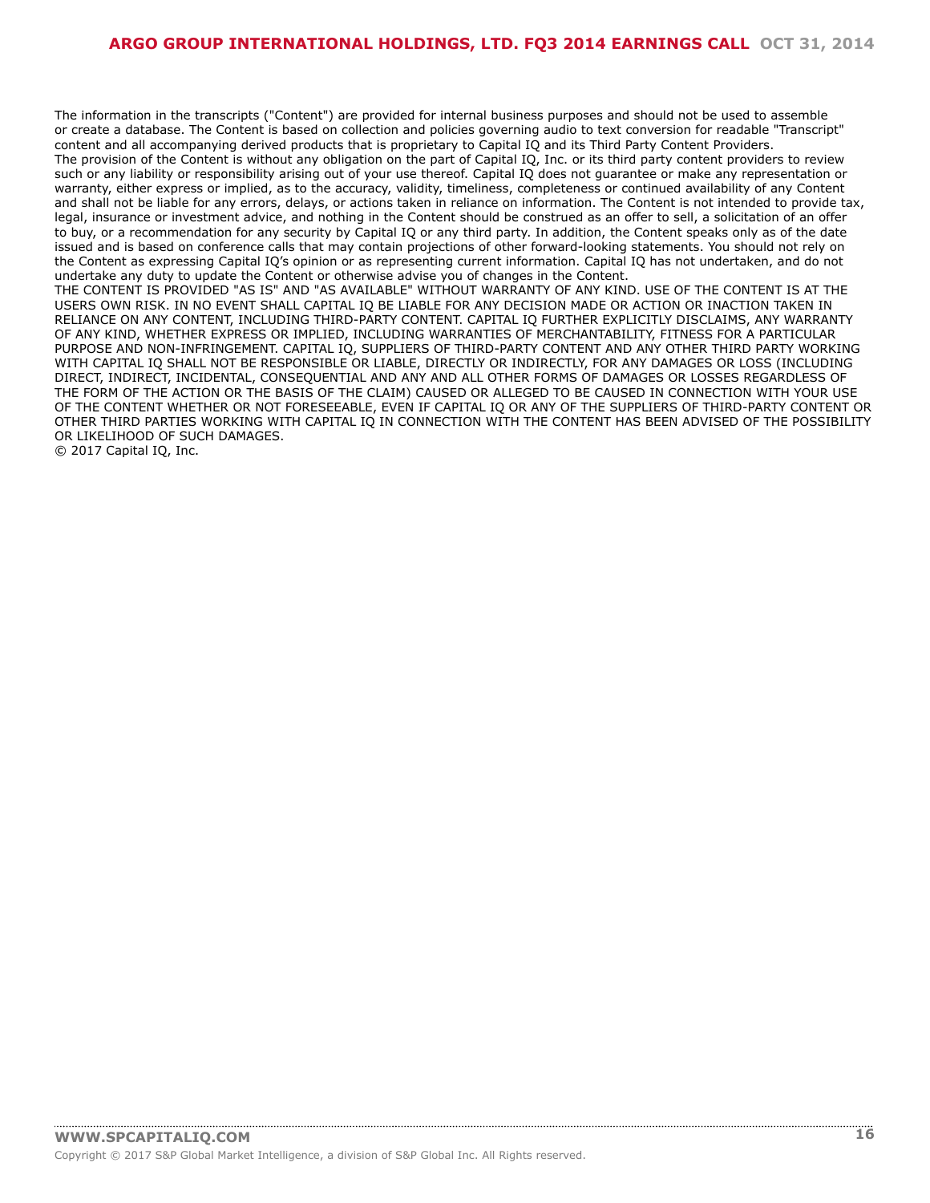The information in the transcripts ("Content") are provided for internal business purposes and should not be used to assemble or create a database. The Content is based on collection and policies governing audio to text conversion for readable "Transcript" content and all accompanying derived products that is proprietary to Capital IQ and its Third Party Content Providers.
The provision of the Content is without any obligation on the part of Capital IQ, Inc. or its third party content providers to review such or any liability or responsibility arising out of your use thereof. Capital IQ does not guarantee or make any representation or warranty, either express or implied, as to the accuracy, validity, timeliness, completeness or continued availability of any Content and shall not be liable for any errors, delays, or actions taken in reliance on information. The Content is not intended to provide tax, legal, insurance or investment advice, and nothing in the Content should be construed as an offer to sell, a solicitation of an offer to buy, or a recommendation for any security by Capital IQ or any third party. In addition, the Content speaks only as of the date issued and is based on conference calls that may contain projections of other forward-looking statements. You should not rely on the Content as expressing Capital IQ's opinion or as representing current information. Capital IQ has not undertaken, and do not undertake any duty to update the Content or otherwise advise you of changes in the Content.
THE CONTENT IS PROVIDED "AS IS" AND "AS AVAILABLE" WITHOUT WARRANTY OF ANY KIND. USE OF THE CONTENT IS AT THE USERS OWN RISK. IN NO EVENT SHALL CAPITAL IQ BE LIABLE FOR ANY DECISION MADE OR ACTION OR INACTION TAKEN IN RELIANCE ON ANY CONTENT, INCLUDING THIRD-PARTY CONTENT. CAPITAL IQ FURTHER EXPLICITLY DISCLAIMS, ANY WARRANTY OF ANY KIND, WHETHER EXPRESS OR IMPLIED, INCLUDING WARRANTIES OF MERCHANTABILITY, FITNESS FOR A PARTICULAR PURPOSE AND NON-INFRINGEMENT. CAPITAL IQ, SUPPLIERS OF THIRD-PARTY CONTENT AND ANY OTHER THIRD PARTY WORKING WITH CAPITAL IQ SHALL NOT BE RESPONSIBLE OR LIABLE, DIRECTLY OR INDIRECTLY, FOR ANY DAMAGES OR LOSS (INCLUDING DIRECT, INDIRECT, INCIDENTAL, CONSEQUENTIAL AND ANY AND ALL OTHER FORMS OF DAMAGES OR LOSSES REGARDLESS OF THE FORM OF THE ACTION OR THE BASIS OF THE CLAIM) CAUSED OR ALLEGED TO BE CAUSED IN CONNECTION WITH YOUR USE OF THE CONTENT WHETHER OR NOT FORESEEABLE, EVEN IF CAPITAL IQ OR ANY OF THE SUPPLIERS OF THIRD-PARTY CONTENT OR OTHER THIRD PARTIES WORKING WITH CAPITAL IQ IN CONNECTION WITH THE CONTENT HAS BEEN ADVISED OF THE POSSIBILITY OR LIKELIHOOD OF SUCH DAMAGES.
© 2017 Capital IQ, Inc.